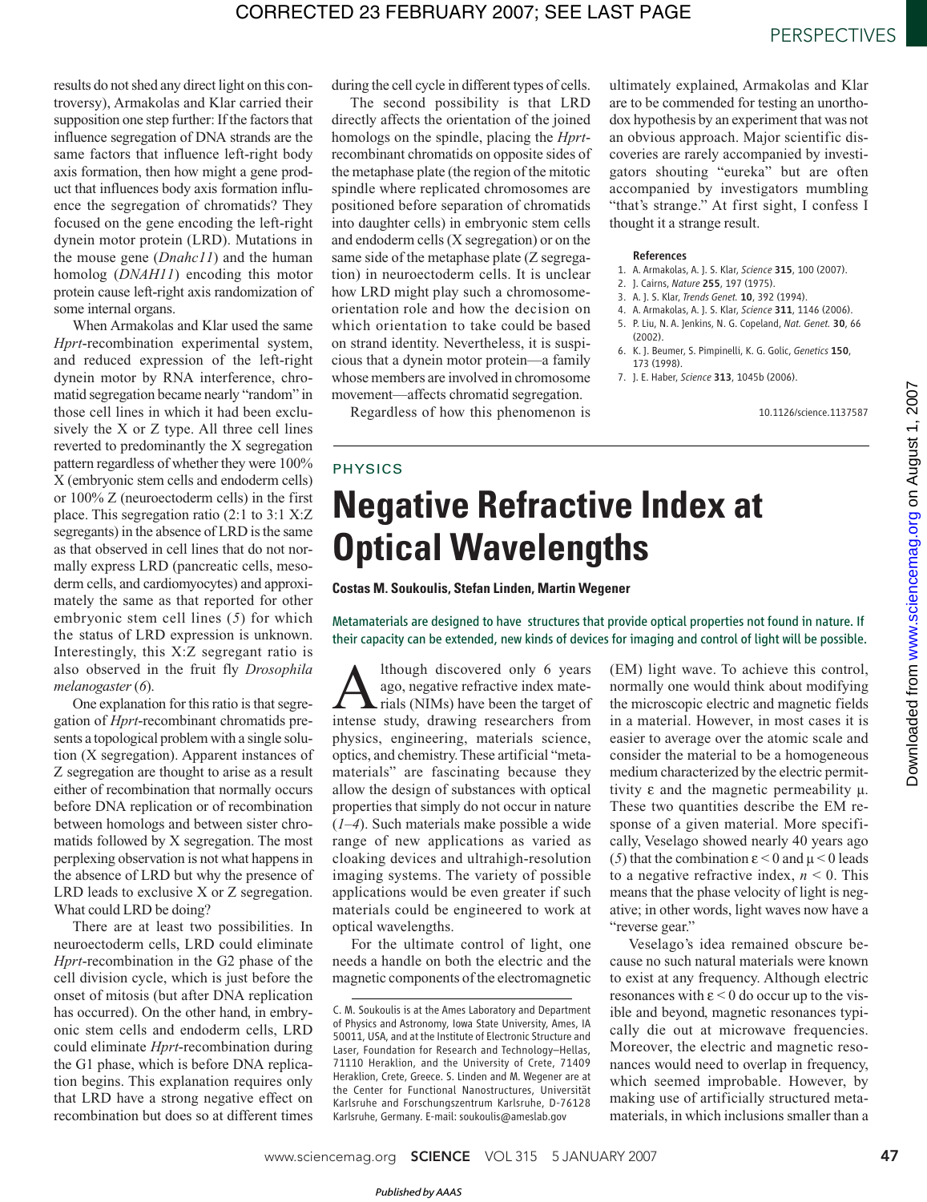results do not shed any direct light on this controversy), Armakolas and Klar carried their supposition one step further: If the factors that influence segregation of DNA strands are the same factors that influence left-right body axis formation, then how might a gene product that influences body axis formation influence the segregation of chromatids? They focused on the gene encoding the left-right dynein motor protein (LRD). Mutations in the mouse gene (*Dnahc11*) and the human homolog (*DNAH11*) encoding this motor protein cause left-right axis randomization of some internal organs.

When Armakolas and Klar used the same *Hprt*-recombination experimental system, and reduced expression of the left-right dynein motor by RNA interference, chromatid segregation became nearly "random" in those cell lines in which it had been exclusively the X or Z type. All three cell lines reverted to predominantly the X segregation pattern regardless of whether they were 100% X (embryonic stem cells and endoderm cells) or 100% Z (neuroectoderm cells) in the first place. This segregation ratio (2:1 to 3:1 X:Z segregants) in the absence of LRD is the same as that observed in cell lines that do not normally express LRD (pancreatic cells, mesoderm cells, and cardiomyocytes) and approximately the same as that reported for other embryonic stem cell lines (*5*) for which the status of LRD expression is unknown. Interestingly, this X:Z segregant ratio is also observed in the fruit fly *Drosophila melanogaster* (*6*).

One explanation for this ratio is that segregation of *Hprt*-recombinant chromatids presents a topological problem with a single solution (X segregation). Apparent instances of Z segregation are thought to arise as a result either of recombination that normally occurs before DNA replication or of recombination between homologs and between sister chromatids followed by X segregation. The most perplexing observation is not what happens in the absence of LRD but why the presence of LRD leads to exclusive X or Z segregation. What could LRD be doing?

There are at least two possibilities. In neuroectoderm cells, LRD could eliminate *Hprt*-recombination in the G2 phase of the cell division cycle, which is just before the onset of mitosis (but after DNA replication has occurred). On the other hand, in embryonic stem cells and endoderm cells, LRD could eliminate *Hprt*-recombination during the G1 phase, which is before DNA replication begins. This explanation requires only that LRD have a strong negative effect on recombination but does so at different times during the cell cycle in different types of cells.

The second possibility is that LRD directly affects the orientation of the joined homologs on the spindle, placing the *Hprt*-recombinant chromatids on opposite sides of the metaphase plate (the region of the mitotic spindle where replicated chromosomes are positioned before separation of chromatids into daughter cells) in embryonic stem cells and endoderm cells (X segregation) or on the same side of the metaphase plate (Z segregation) in neuroectoderm cells. It is unclear how LRD might play such a chromosome-orientation role and how the decision on which orientation to take could be based on strand identity. Nevertheless, it is suspicious that a dynein motor protein—a family whose members are involved in chromosome movement—affects chromatid segregation.

Regardless of how this phenomenon is ultimately explained, Armakolas and Klar are to be commended for testing an unorthodox hypothesis by an experiment that was not an obvious approach. Major scientific discoveries are rarely accompanied by investigators shouting "eureka" but are often accompanied by investigators mumbling "that's strange." At first sight, I confess I thought it a strange result.

**References**

1. A. Armakolas, A. J. S. Klar, *Science* **315**, 100 (2007).
2. J. Cairns, *Nature* **255**, 197 (1975).
3. A. J. S. Klar, *Trends Genet.* **10**, 392 (1994).
4. A. Armakolas, A. J. S. Klar, *Science* **311**, 1146 (2006).
5. P. Liu, N. A. Jenkins, N. G. Copeland, *Nat. Genet.* **30**, 66 (2002).
6. K. J. Beumer, S. Pimpinelli, K. G. Golic, *Genetics* **150**, 173 (1998).
7. J. E. Haber, *Science* **313**, 1045b (2006).

10.1126/science.1137587

PHYSICS

# Negative Refractive Index at Optical Wavelengths

**Costas M. Soukoulis, Stefan Linden, Martin Wegener**

Metamaterials are designed to have structures that provide optical properties not found in nature. If their capacity can be extended, new kinds of devices for imaging and control of light will be possible.

Although discovered only 6 years ago, negative refractive index materials (NIMs) have been the target of intense study, drawing researchers from physics, engineering, materials science, optics, and chemistry. These artificial "metamaterials" are fascinating because they allow the design of substances with optical properties that simply do not occur in nature (*1–4*). Such materials make possible a wide range of new applications as varied as cloaking devices and ultrahigh-resolution imaging systems. The variety of possible applications would be even greater if such materials could be engineered to work at optical wavelengths.

For the ultimate control of light, one needs a handle on both the electric and the magnetic components of the electromagnetic (EM) light wave. To achieve this control, normally one would think about modifying the microscopic electric and magnetic fields in a material. However, in most cases it is easier to average over the atomic scale and consider the material to be a homogeneous medium characterized by the electric permittivity $\varepsilon$ and the magnetic permeability $\mu$. These two quantities describe the EM response of a given material. More specifically, Veselago showed nearly 40 years ago (*5*) that the combination $\varepsilon < 0$ and $\mu < 0$ leads to a negative refractive index, $n < 0$. This means that the phase velocity of light is negative; in other words, light waves now have a "reverse gear."

Veselago's idea remained obscure because no such natural materials were known to exist at any frequency. Although electric resonances with $\varepsilon < 0$ do occur up to the visible and beyond, magnetic resonances typically die out at microwave frequencies. Moreover, the electric and magnetic resonances would need to overlap in frequency, which seemed improbable. However, by making use of artificially structured metamaterials, in which inclusions smaller than a

C. M. Soukoulis is at the Ames Laboratory and Department of Physics and Astronomy, Iowa State University, Ames, IA 50011, USA, and at the Institute of Electronic Structure and Laser, Foundation for Research and Technology–Hellas, 71110 Heraklion, and the University of Crete, 71409 Heraklion, Crete, Greece. S. Linden and M. Wegener are at the Center for Functional Nanostructures, Universität Karlsruhe and Forschungszentrum Karlsruhe, D-76128 Karlsruhe, Germany. E-mail: soukoulis@ameslab.gov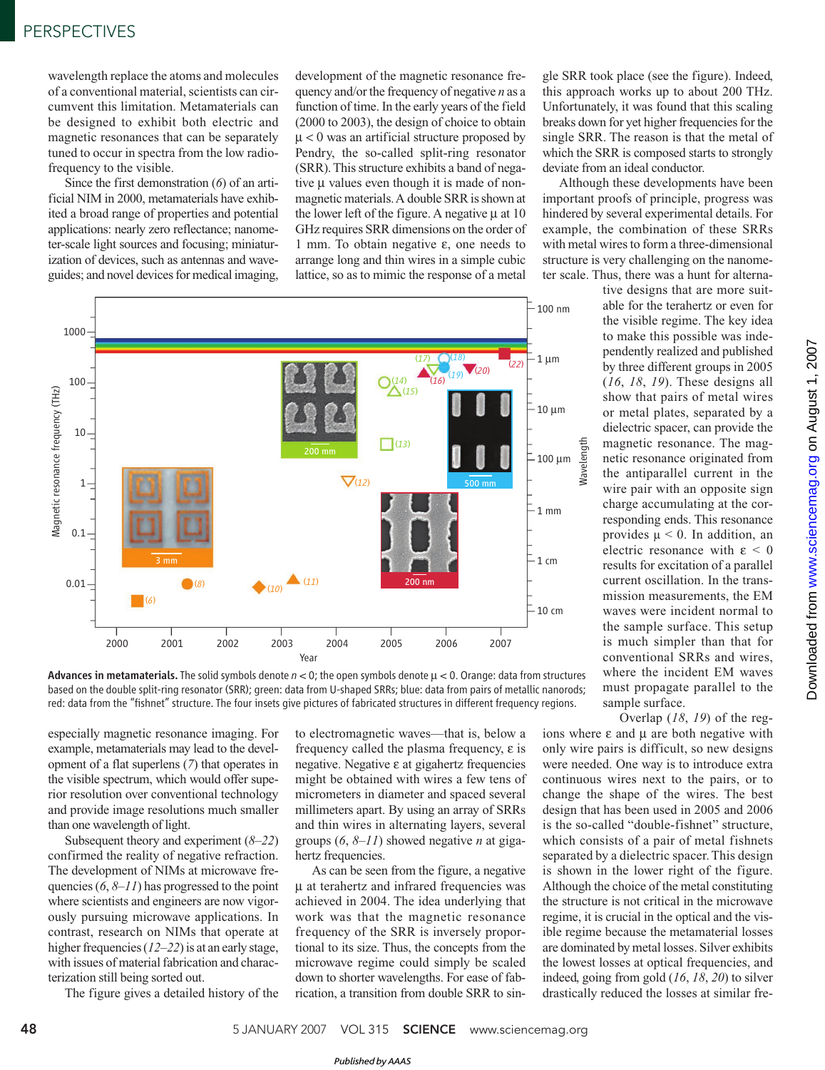wavelength replace the atoms and molecules of a conventional material, scientists can circumvent this limitation. Metamaterials can be designed to exhibit both electric and magnetic resonances that can be separately tuned to occur in spectra from the low radio-frequency to the visible.

Since the first demonstration (6) of an artificial NIM in 2000, metamaterials have exhibited a broad range of properties and potential applications: nearly zero reflectance; nanometer-scale light sources and focusing; miniaturization of devices, such as antennas and waveguides; and novel devices for medical imaging, especially magnetic resonance imaging. For example, metamaterials may lead to the development of a flat superlens (7) that operates in the visible spectrum, which would offer superior resolution over conventional technology and provide image resolutions much smaller than one wavelength of light.

Subsequent theory and experiment (8–22) confirmed the reality of negative refraction. The development of NIMs at microwave frequencies (6, 8–11) has progressed to the point where scientists and engineers are now vigorously pursuing microwave applications. In contrast, research on NIMs that operate at higher frequencies (12–22) is at an early stage, with issues of material fabrication and characterization still being sorted out.

The figure gives a detailed history of the development of the magnetic resonance frequency and/or the frequency of negative $n$ as a function of time. In the early years of the field (2000 to 2003), the design of choice to obtain $\mu < 0$ was an artificial structure proposed by Pendry, the so-called split-ring resonator (SRR). This structure exhibits a band of negative $\mu$ values even though it is made of nonmagnetic materials. A double SRR is shown at the lower left of the figure. A negative $\mu$ at 10 GHz requires SRR dimensions on the order of 1 mm. To obtain negative $\varepsilon$, one needs to arrange long and thin wires in a simple cubic lattice, so as to mimic the response of a metal to electromagnetic waves—that is, below a frequency called the plasma frequency, $\varepsilon$ is negative. Negative $\varepsilon$ at gigahertz frequencies might be obtained with wires a few tens of micrometers in diameter and spaced several millimeters apart. By using an array of SRRs and thin wires in alternating layers, several groups (6, 8–11) showed negative $n$ at gigahertz frequencies.

As can be seen from the figure, a negative $\mu$ at terahertz and infrared frequencies was achieved in 2004. The idea underlying that work was that the magnetic resonance frequency of the SRR is inversely proportional to its size. Thus, the concepts from the microwave regime could simply be scaled down to shorter wavelengths. For ease of fabrication, a transition from double SRR to single SRR took place (see the figure). Indeed, this approach works up to about 200 THz. Unfortunately, it was found that this scaling breaks down for yet higher frequencies for the single SRR. The reason is that the metal of which the SRR is composed starts to strongly deviate from an ideal conductor.

Although these developments have been important proofs of principle, progress was hindered by several experimental details. For example, the combination of these SRRs with metal wires to form a three-dimensional structure is very challenging on the nanometer scale. Thus, there was a hunt for alternative designs that are more suitable for the terahertz or even for the visible regime. The key idea to make this possible was independently realized and published by three different groups in 2005 (16, 18, 19). These designs all show that pairs of metal wires or metal plates, separated by a dielectric spacer, can provide the magnetic resonance. The magnetic resonance originated from the antiparallel current in the wire pair with an opposite sign charge accumulating at the corresponding ends. This resonance provides $\mu < 0$. In addition, an electric resonance with $\varepsilon < 0$ results for excitation of a parallel current oscillation. In the transmission measurements, the EM waves were incident normal to the sample surface. This setup is much simpler than that for conventional SRRs and wires, where the incident EM waves must propagate parallel to the sample surface.

Overlap (18, 19) of the regions where $\varepsilon$ and $\mu$ are both negative with only wire pairs is difficult, so new designs were needed. One way is to introduce extra continuous wires next to the pairs, or to change the shape of the wires. The best design that has been used in 2005 and 2006 is the so-called "double-fishnet" structure, which consists of a pair of metal fishnets separated by a dielectric spacer. This design is shown in the lower right of the figure. Although the choice of the metal constituting the structure is not critical in the microwave regime, it is crucial in the optical and the visible regime because the metamaterial losses are dominated by metal losses. Silver exhibits the lowest losses at optical frequencies, and indeed, going from gold (16, 18, 20) to silver drastically reduced the losses at similar fre-

Magnetic resonance frequency (THz)
1000
100
10
1
0.1
0.01
Wavelength
100 nm
1 µm
10 µm
100 µm
1 mm
1 cm
10 cm
Year
2000 2001 2002 2003 2004 2005 2006 2007
(6) (8) (10) (11) (12) (13) (14) (15) (16) (17) (18) (19) (20) (22)
3 mm
200 mm
500 mm
200 nm

**Advances in metamaterials.** The solid symbols denote $n < 0$; the open symbols denote $\mu < 0$. Orange: data from structures based on the double split-ring resonator (SRR); green: data from U-shaped SRRs; blue: data from pairs of metallic nanorods; red: data from the "fishnet" structure. The four insets give pictures of fabricated structures in different frequency regions.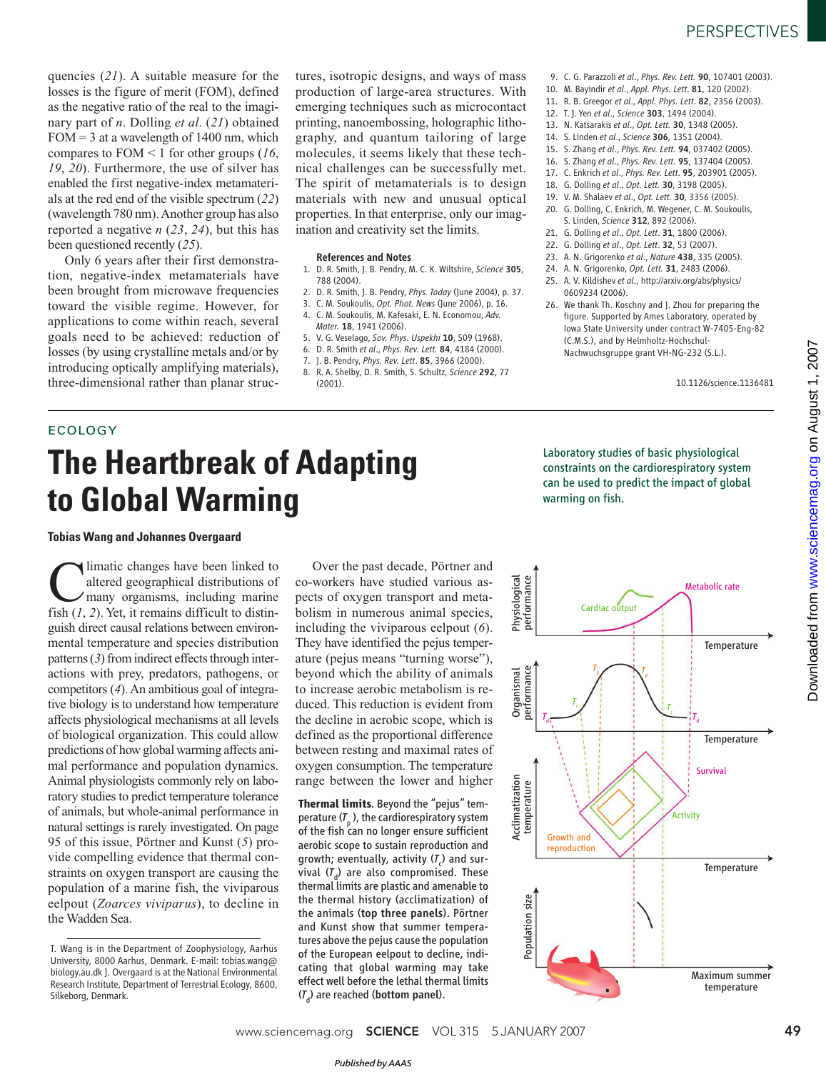quencies (*21*). A suitable measure for the losses is the figure of merit (FOM), defined as the negative ratio of the real to the imaginary part of *n*. Dolling *et al*. (*21*) obtained FOM = 3 at a wavelength of 1400 nm, which compares to FOM < 1 for other groups (*16*, *19*, *20*). Furthermore, the use of silver has enabled the first negative-index metamaterials at the red end of the visible spectrum (*22*) (wavelength 780 nm). Another group has also reported a negative *n* (*23*, *24*), but this has been questioned recently (*25*).

Only 6 years after their first demonstration, negative-index metamaterials have been brought from microwave frequencies toward the visible regime. However, for applications to come within reach, several goals need to be achieved: reduction of losses (by using crystalline metals and/or by introducing optically amplifying materials), three-dimensional rather than planar structures, isotropic designs, and ways of mass production of large-area structures. With emerging techniques such as microcontact printing, nanoembossing, holographic lithography, and quantum tailoring of large molecules, it seems likely that these technical challenges can be successfully met. The spirit of metamaterials is to design materials with new and unusual optical properties. In that enterprise, only our imagination and creativity set the limits.

### References and Notes

1. D. R. Smith, J. B. Pendry, M. C. K. Wiltshire, *Science* **305**, 788 (2004).
2. D. R. Smith, J. B. Pendry, *Phys. Today* (June 2004), p. 37.
3. C. M. Soukoulis, *Opt. Phot. News* (June 2006), p. 16.
4. C. M. Soukoulis, M. Kafesaki, E. N. Economou, *Adv. Mater.* **18**, 1941 (2006).
5. V. G. Veselago, *Sov. Phys. Uspekhi* **10**, 509 (1968).
6. D. R. Smith *et al*., *Phys. Rev. Lett.* **84**, 4184 (2000).
7. J. B. Pendry, *Phys. Rev. Lett.* **85**, 3966 (2000).
8. R. A. Shelby, D. R. Smith, S. Schultz, *Science* **292**, 77 (2001).
9. C. G. Parazzoli *et al*., *Phys. Rev. Lett.* **90**, 107401 (2003).
10. M. Bayindir *et al*., *Appl. Phys. Lett.* **81**, 120 (2002).
11. R. B. Greegor *et al*., *Appl. Phys. Lett.* **82**, 2356 (2003).
12. T. J. Yen *et al*., *Science* **303**, 1494 (2004).
13. N. Katsarakis *et al*., *Opt. Lett.* **30**, 1348 (2005).
14. S. Linden *et al*., *Science* **306**, 1351 (2004).
15. S. Zhang *et al*., *Phys. Rev. Lett.* **94**, 037402 (2005).
16. S. Zhang *et al*., *Phys. Rev. Lett.* **95**, 137404 (2005).
17. C. Enkrich *et al*., *Phys. Rev. Lett.* **95**, 203901 (2005).
18. G. Dolling *et al*., *Opt. Lett.* **30**, 3198 (2005).
19. V. M. Shalaev *et al*., *Opt. Lett.* **30**, 3356 (2005).
20. G. Dolling, C. Enkrich, M. Wegener, C. M. Soukoulis, S. Linden, *Science* **312**, 892 (2006).
21. G. Dolling *et al*., *Opt. Lett.* **31**, 1800 (2006).
22. G. Dolling *et al*., *Opt. Lett.* **32**, 53 (2007).
23. A. N. Grigorenko *et al*., *Nature* **438**, 335 (2005).
24. A. N. Grigorenko, *Opt. Lett.* **31**, 2483 (2006).
25. A. V. Kildishev *et al*., http://arxiv.org/abs/physics/0609234 (2006).
26. We thank Th. Koschny and J. Zhou for preparing the figure. Supported by Ames Laboratory, operated by Iowa State University under contract W-7405-Eng-82 (C.M.S.), and by Helmholtz-Hochschul-Nachwuchsgruppe grant VH-NG-232 (S.L.).

10.1126/science.1136481

---

ECOLOGY

# The Heartbreak of Adapting to Global Warming

**Tobias Wang and Johannes Overgaard**

Laboratory studies of basic physiological constraints on the cardiorespiratory system can be used to predict the impact of global warming on fish.

Climatic changes have been linked to altered geographical distributions of many organisms, including marine fish (*1*, *2*). Yet, it remains difficult to distinguish direct causal relations between environmental temperature and species distribution patterns (*3*) from indirect effects through interactions with prey, predators, pathogens, or competitors (*4*). An ambitious goal of integrative biology is to understand how temperature affects physiological mechanisms at all levels of biological organization. This could allow predictions of how global warming affects animal performance and population dynamics. Animal physiologists commonly rely on laboratory studies to predict temperature tolerance of animals, but whole-animal performance in natural settings is rarely investigated. On page 95 of this issue, Pörtner and Kunst (*5*) provide compelling evidence that thermal constraints on oxygen transport are causing the population of a marine fish, the viviparous eelpout (*Zoarces viviparus*), to decline in the Wadden Sea.

Over the past decade, Pörtner and co-workers have studied various aspects of oxygen transport and metabolism in numerous animal species, including the viviparous eelpout (*6*). They have identified the pejus temperature (pejus means "turning worse"), beyond which the ability of animals to increase aerobic metabolism is reduced. This reduction is evident from the decline in aerobic scope, which is defined as the proportional difference between resting and maximal rates of oxygen consumption. The temperature range between the lower and higher

Physiological performance
Cardiac output
Metabolic rate
Temperature
Organismal performance
$T_d$ $T_c$ $T_p$ $T_p$ $T_c$ $T_d$
Temperature
Acclimatization temperature
Survival
Activity
Growth and reproduction
Temperature
Population size
Maximum summer temperature

**Thermal limits.** Beyond the "pejus" temperature ($T_p$), the cardiorespiratory system of the fish can no longer ensure sufficient aerobic scope to sustain reproduction and growth; eventually, activity ($T_c$) and survival ($T_d$) are also compromised. These thermal limits are plastic and amenable to the thermal history (acclimatization) of the animals (**top three panels**). Pörtner and Kunst show that summer temperatures above the pejus cause the population of the European eelpout to decline, indicating that global warming may take effect well before the lethal thermal limits ($T_d$) are reached (**bottom panel**).

T. Wang is in the Department of Zoophysiology, Aarhus University, 8000 Aarhus, Denmark. E-mail: tobias.wang@biology.au.dk J. Overgaard is at the National Environmental Research Institute, Department of Terrestrial Ecology, 8600, Silkeborg, Denmark.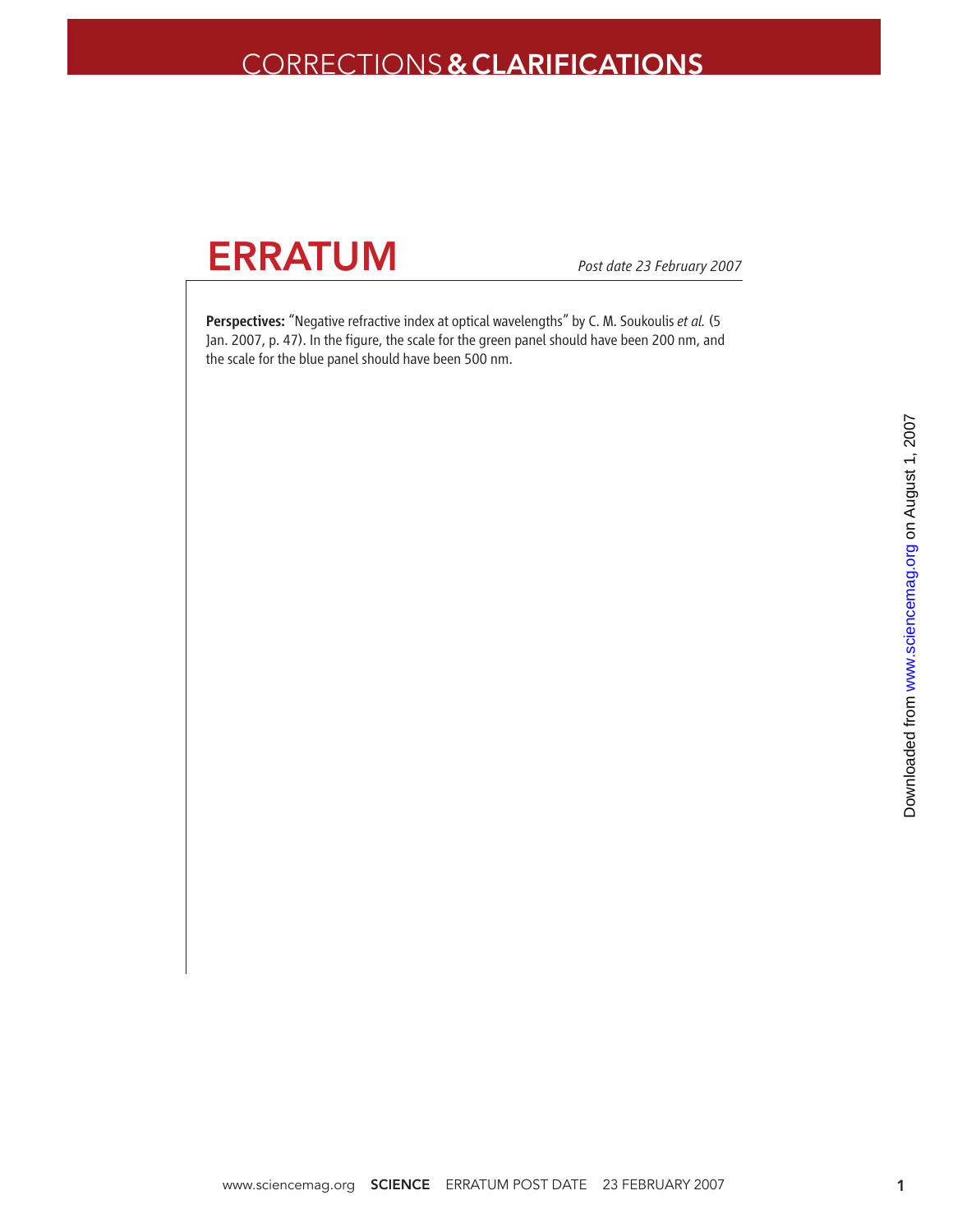# CORRECTIONS & CLARIFICATIONS

## ERRATUM

*Post date 23 February 2007*

**Perspectives:** "Negative refractive index at optical wavelengths" by C. M. Soukoulis *et al.* (5 Jan. 2007, p. 47). In the figure, the scale for the green panel should have been 200 nm, and the scale for the blue panel should have been 500 nm.